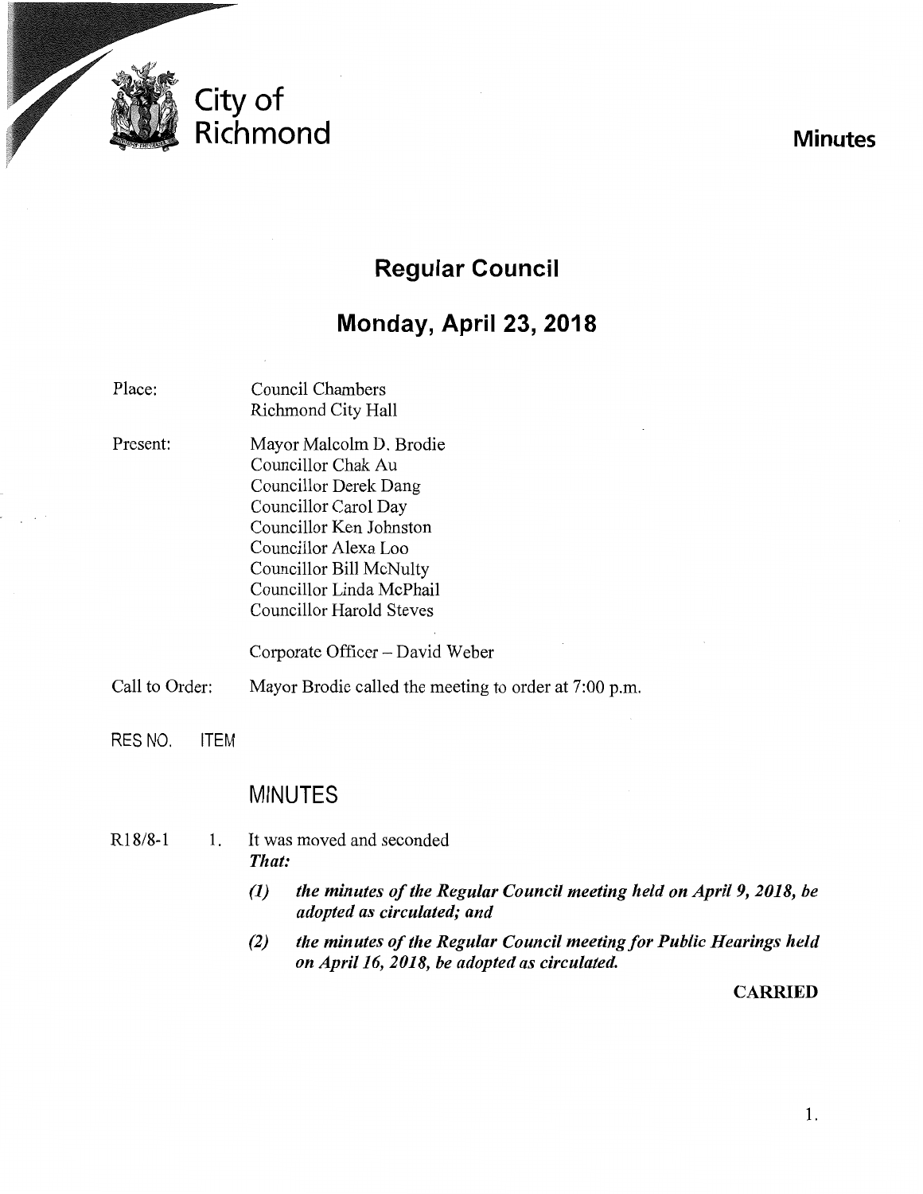City of Richmond

**Minutes**

# Regular Council

## Monday, April 23, 2018

Place: Council Chambers
Richmond City Hall

Present: Mayor Malcolm D. Brodie
Councillor Chak Au
Councillor Derek Dang
Councillor Carol Day
Councillor Ken Johnston
Councillor Alexa Loo
Councillor Bill McNulty
Councillor Linda McPhail
Councillor Harold Steves

Corporate Officer – David Weber

Call to Order: Mayor Brodie called the meeting to order at 7:00 p.m.

RES NO. ITEM

## MINUTES

R18/8-1 1. It was moved and seconded
***That:***

***(1) the minutes of the Regular Council meeting held on April 9, 2018, be adopted as circulated; and***

***(2) the minutes of the Regular Council meeting for Public Hearings held on April 16, 2018, be adopted as circulated.***

**CARRIED**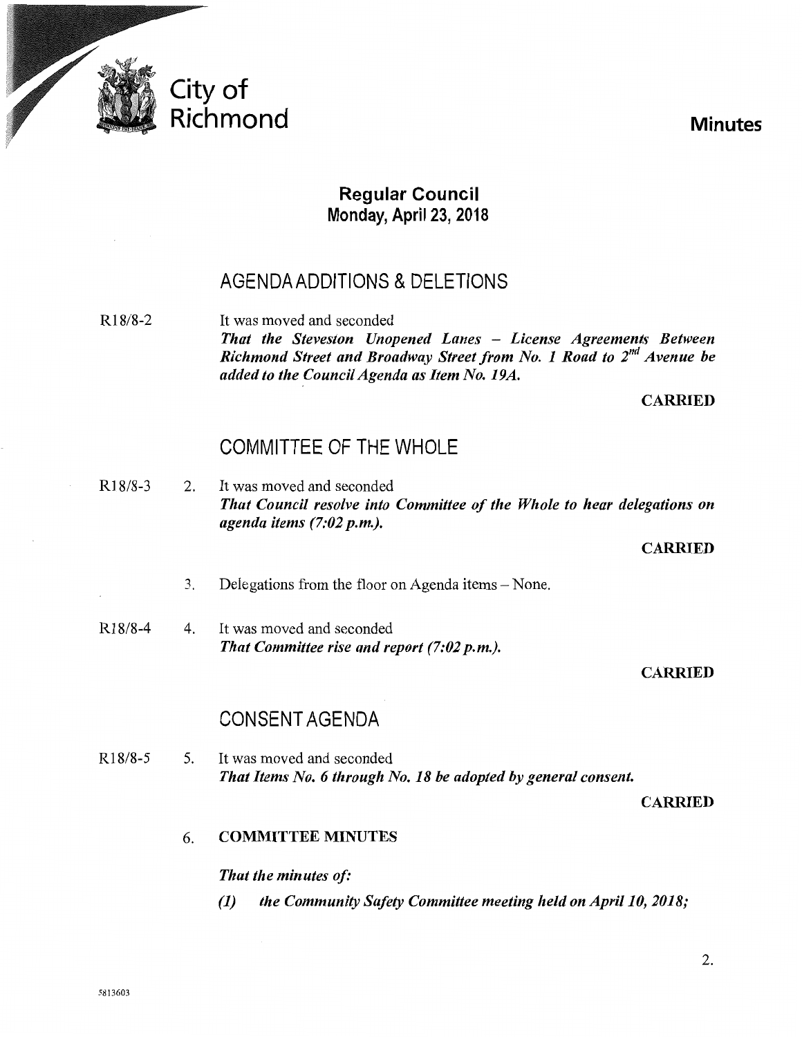City of Richmond

# Minutes

## Regular Council
### Monday, April 23, 2018

## AGENDA ADDITIONS & DELETIONS

R18/8-2

It was moved and seconded
***That the Steveston Unopened Lanes – License Agreements Between Richmond Street and Broadway Street from No. 1 Road to $2^{nd}$ Avenue be added to the Council Agenda as Item No. 19A.***

**CARRIED**

## COMMITTEE OF THE WHOLE

R18/8-3

2. It was moved and seconded
***That Council resolve into Committee of the Whole to hear delegations on agenda items (7:02 p.m.).***

**CARRIED**

3. Delegations from the floor on Agenda items – None.

R18/8-4

4. It was moved and seconded
***That Committee rise and report (7:02 p.m.).***

**CARRIED**

## CONSENT AGENDA

R18/8-5

5. It was moved and seconded
***That Items No. 6 through No. 18 be adopted by general consent.***

**CARRIED**

6. **COMMITTEE MINUTES**

***That the minutes of:***

***(1) the Community Safety Committee meeting held on April 10, 2018;***

5813603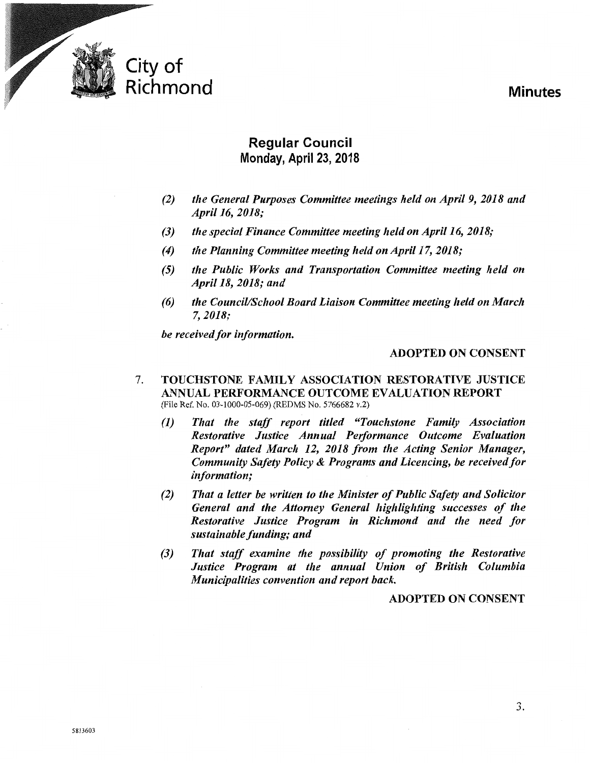# Regular Council
## Monday, April 23, 2018

*(2) the General Purposes Committee meetings held on April 9, 2018 and April 16, 2018;*

*(3) the special Finance Committee meeting held on April 16, 2018;*

*(4) the Planning Committee meeting held on April 17, 2018;*

*(5) the Public Works and Transportation Committee meeting held on April 18, 2018; and*

*(6) the Council/School Board Liaison Committee meeting held on March 7, 2018;*

***be received for information.***

**ADOPTED ON CONSENT**

7. **TOUCHSTONE FAMILY ASSOCIATION RESTORATIVE JUSTICE ANNUAL PERFORMANCE OUTCOME EVALUATION REPORT**
(File Ref. No. 03-1000-05-069) (REDMS No. 5766682 v.2)

***(1) That the staff report titled "Touchstone Family Association Restorative Justice Annual Performance Outcome Evaluation Report" dated March 12, 2018 from the Acting Senior Manager, Community Safety Policy & Programs and Licencing, be received for information;***

***(2) That a letter be written to the Minister of Public Safety and Solicitor General and the Attorney General highlighting successes of the Restorative Justice Program in Richmond and the need for sustainable funding; and***

***(3) That staff examine the possibility of promoting the Restorative Justice Program at the annual Union of British Columbia Municipalities convention and report back.***

**ADOPTED ON CONSENT**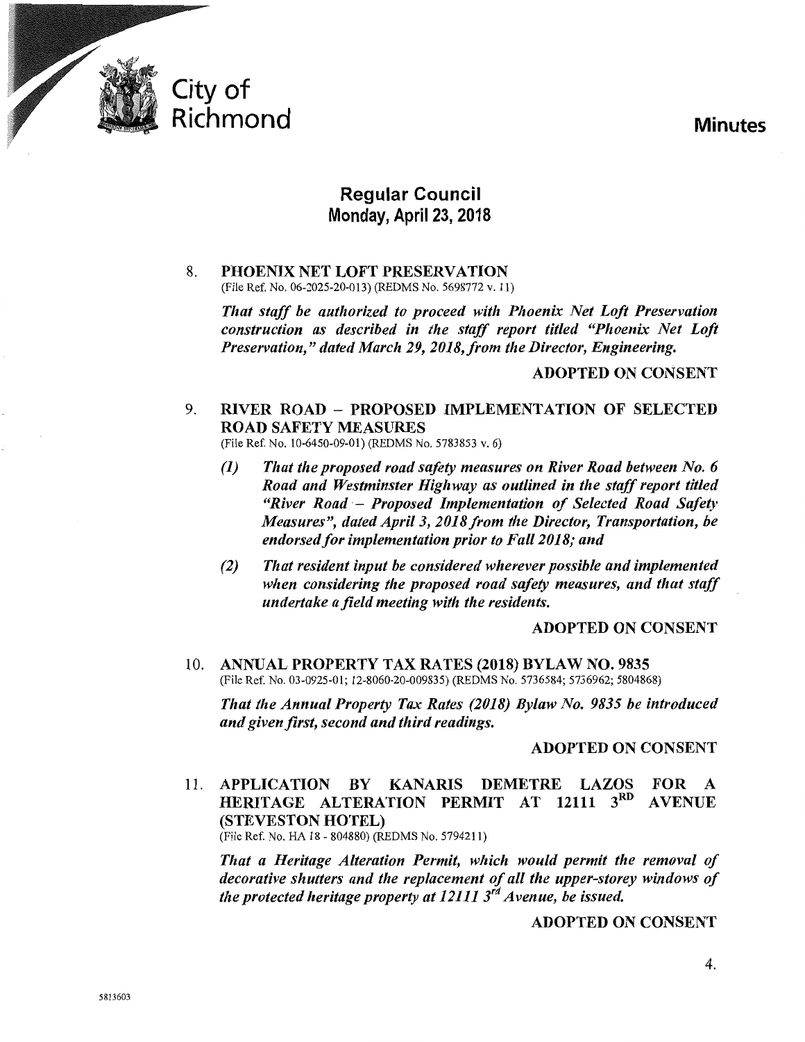# Regular Council
## Monday, April 23, 2018

8. **PHOENIX NET LOFT PRESERVATION**
(File Ref. No. 06-2025-20-013) (REDMS No. 5698772 v. 11)

*That staff be authorized to proceed with Phoenix Net Loft Preservation construction as described in the staff report titled "Phoenix Net Loft Preservation," dated March 29, 2018, from the Director, Engineering.*

**ADOPTED ON CONSENT**

9. **RIVER ROAD – PROPOSED IMPLEMENTATION OF SELECTED ROAD SAFETY MEASURES**
(File Ref. No. 10-6450-09-01) (REDMS No. 5783853 v. 6)

*(1) That the proposed road safety measures on River Road between No. 6 Road and Westminster Highway as outlined in the staff report titled "River Road – Proposed Implementation of Selected Road Safety Measures", dated April 3, 2018 from the Director, Transportation, be endorsed for implementation prior to Fall 2018; and*

*(2) That resident input be considered wherever possible and implemented when considering the proposed road safety measures, and that staff undertake a field meeting with the residents.*

**ADOPTED ON CONSENT**

10. **ANNUAL PROPERTY TAX RATES (2018) BYLAW NO. 9835**
(File Ref. No. 03-0925-01; 12-8060-20-009835) (REDMS No. 5736584; 5736962; 5804868)

*That the Annual Property Tax Rates (2018) Bylaw No. 9835 be introduced and given first, second and third readings.*

**ADOPTED ON CONSENT**

11. **APPLICATION BY KANARIS DEMETRE LAZOS FOR A HERITAGE ALTERATION PERMIT AT 12111 3RD AVENUE (STEVESTON HOTEL)**
(File Ref. No. HA 18 - 804880) (REDMS No. 5794211)

*That a Heritage Alteration Permit, which would permit the removal of decorative shutters and the replacement of all the upper-storey windows of the protected heritage property at 12111 3rd Avenue, be issued.*

**ADOPTED ON CONSENT**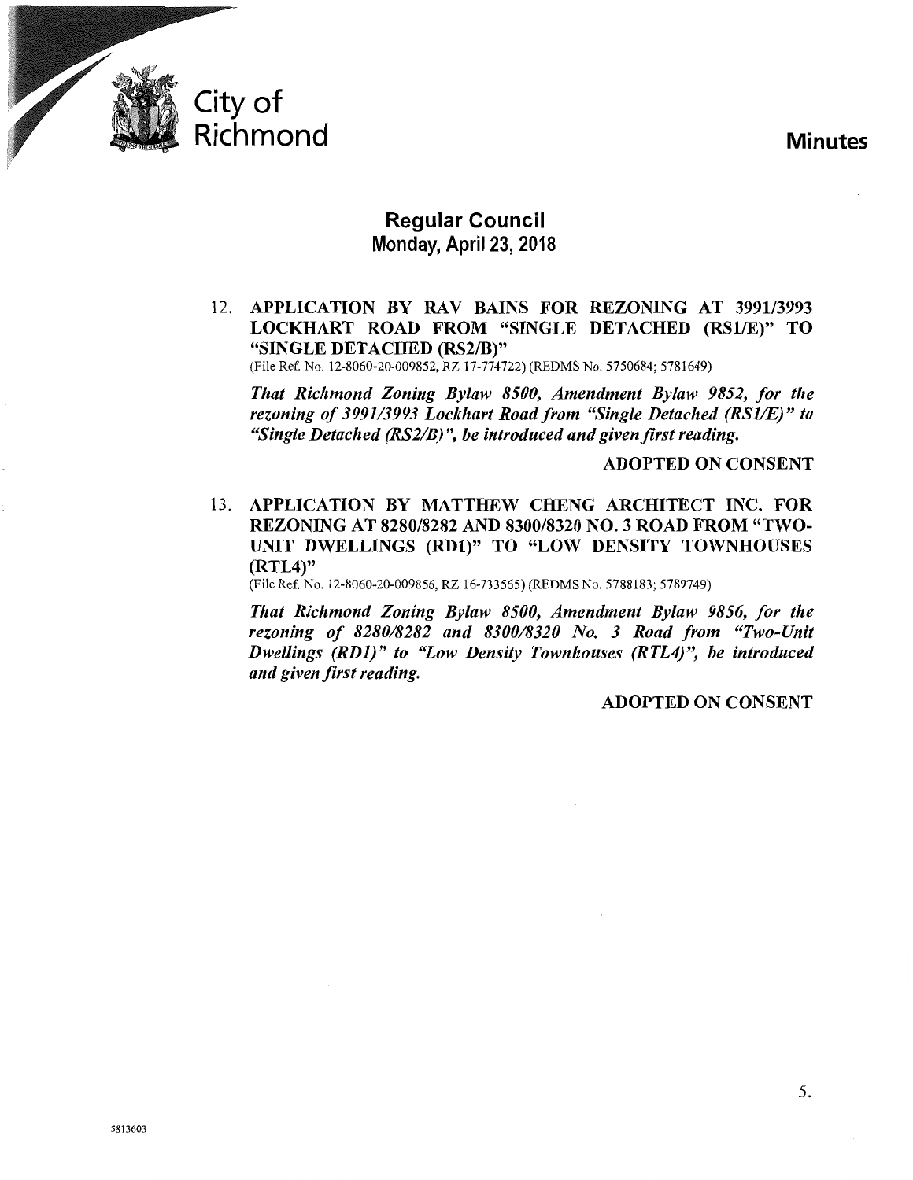# City of Richmond

# Minutes

## Regular Council
### Monday, April 23, 2018

12. **APPLICATION BY RAV BAINS FOR REZONING AT 3991/3993 LOCKHART ROAD FROM "SINGLE DETACHED (RS1/E)" TO "SINGLE DETACHED (RS2/B)"**
(File Ref. No. 12-8060-20-009852, RZ 17-774722) (REDMS No. 5750684; 5781649)

*That Richmond Zoning Bylaw 8500, Amendment Bylaw 9852, for the rezoning of 3991/3993 Lockhart Road from "Single Detached (RS1/E)" to "Single Detached (RS2/B)", be introduced and given first reading.*

**ADOPTED ON CONSENT**

13. **APPLICATION BY MATTHEW CHENG ARCHITECT INC. FOR REZONING AT 8280/8282 AND 8300/8320 NO. 3 ROAD FROM "TWO-UNIT DWELLINGS (RD1)" TO "LOW DENSITY TOWNHOUSES (RTL4)"**
(File Ref. No. 12-8060-20-009856, RZ 16-733565) (REDMS No. 5788183; 5789749)

*That Richmond Zoning Bylaw 8500, Amendment Bylaw 9856, for the rezoning of 8280/8282 and 8300/8320 No. 3 Road from "Two-Unit Dwellings (RD1)" to "Low Density Townhouses (RTL4)", be introduced and given first reading.*

**ADOPTED ON CONSENT**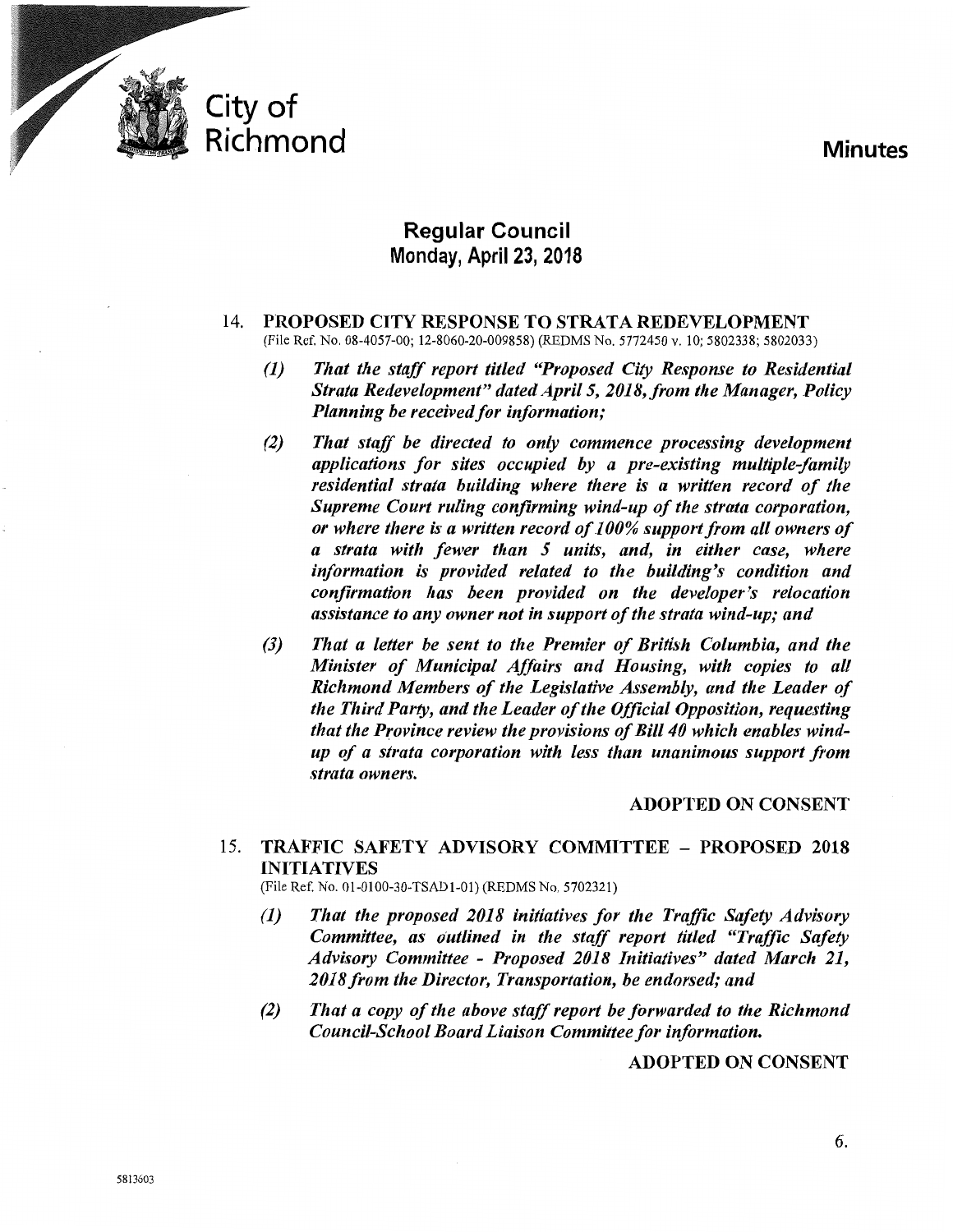# City of Richmond

# Minutes

## Regular Council
## Monday, April 23, 2018

14. **PROPOSED CITY RESPONSE TO STRATA REDEVELOPMENT**
(File Ref. No. 08-4057-00; 12-8060-20-009858) (REDMS No. 5772450 v. 10; 5802338; 5802033)

    *(1) That the staff report titled "Proposed City Response to Residential Strata Redevelopment" dated April 5, 2018, from the Manager, Policy Planning be received for information;*

    *(2) That staff be directed to only commence processing development applications for sites occupied by a pre-existing multiple-family residential strata building where there is a written record of the Supreme Court ruling confirming wind-up of the strata corporation, or where there is a written record of 100% support from all owners of a strata with fewer than 5 units, and, in either case, where information is provided related to the building's condition and confirmation has been provided on the developer's relocation assistance to any owner not in support of the strata wind-up; and*

    *(3) That a letter be sent to the Premier of British Columbia, and the Minister of Municipal Affairs and Housing, with copies to all Richmond Members of the Legislative Assembly, and the Leader of the Third Party, and the Leader of the Official Opposition, requesting that the Province review the provisions of Bill 40 which enables wind-up of a strata corporation with less than unanimous support from strata owners.*

    **ADOPTED ON CONSENT**

15. **TRAFFIC SAFETY ADVISORY COMMITTEE – PROPOSED 2018 INITIATIVES**
(File Ref. No. 01-0100-30-TSAD1-01) (REDMS No. 5702321)

    *(1) That the proposed 2018 initiatives for the Traffic Safety Advisory Committee, as outlined in the staff report titled "Traffic Safety Advisory Committee - Proposed 2018 Initiatives" dated March 21, 2018 from the Director, Transportation, be endorsed; and*

    *(2) That a copy of the above staff report be forwarded to the Richmond Council-School Board Liaison Committee for information.*

    **ADOPTED ON CONSENT**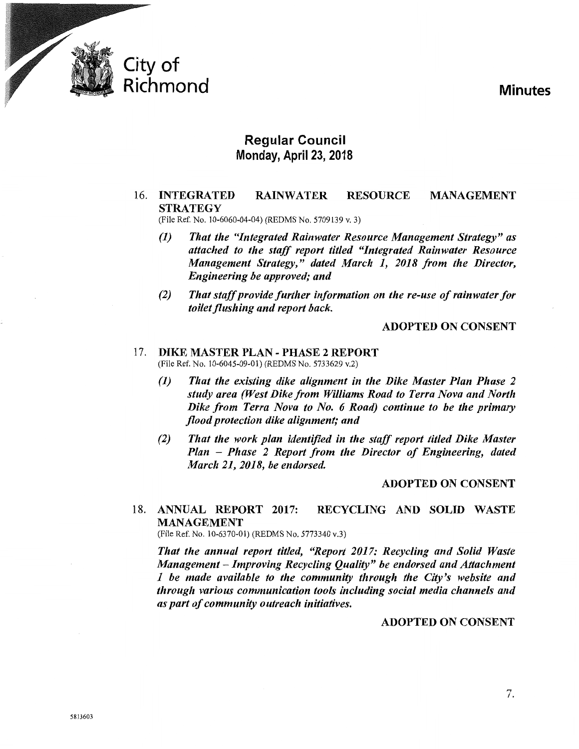# City of Richmond

## Minutes

### Regular Council
### Monday, April 23, 2018

16. **INTEGRATED RAINWATER RESOURCE MANAGEMENT STRATEGY**
(File Ref. No. 10-6060-04-04) (REDMS No. 5709139 v. 3)

    *(1) That the "Integrated Rainwater Resource Management Strategy" as attached to the staff report titled "Integrated Rainwater Resource Management Strategy," dated March 1, 2018 from the Director, Engineering be approved; and*

    *(2) That staff provide further information on the re-use of rainwater for toilet flushing and report back.*

**ADOPTED ON CONSENT**

17. **DIKE MASTER PLAN - PHASE 2 REPORT**
(File Ref. No. 10-6045-09-01) (REDMS No. 5733629 v.2)

    *(1) That the existing dike alignment in the Dike Master Plan Phase 2 study area (West Dike from Williams Road to Terra Nova and North Dike from Terra Nova to No. 6 Road) continue to be the primary flood protection dike alignment; and*

    *(2) That the work plan identified in the staff report titled Dike Master Plan – Phase 2 Report from the Director of Engineering, dated March 21, 2018, be endorsed.*

**ADOPTED ON CONSENT**

18. **ANNUAL REPORT 2017: RECYCLING AND SOLID WASTE MANAGEMENT**
(File Ref. No. 10-6370-01) (REDMS No. 5773340 v.3)

    *That the annual report titled, "Report 2017: Recycling and Solid Waste Management – Improving Recycling Quality" be endorsed and Attachment 1 be made available to the community through the City's website and through various communication tools including social media channels and as part of community outreach initiatives.*

**ADOPTED ON CONSENT**

5813603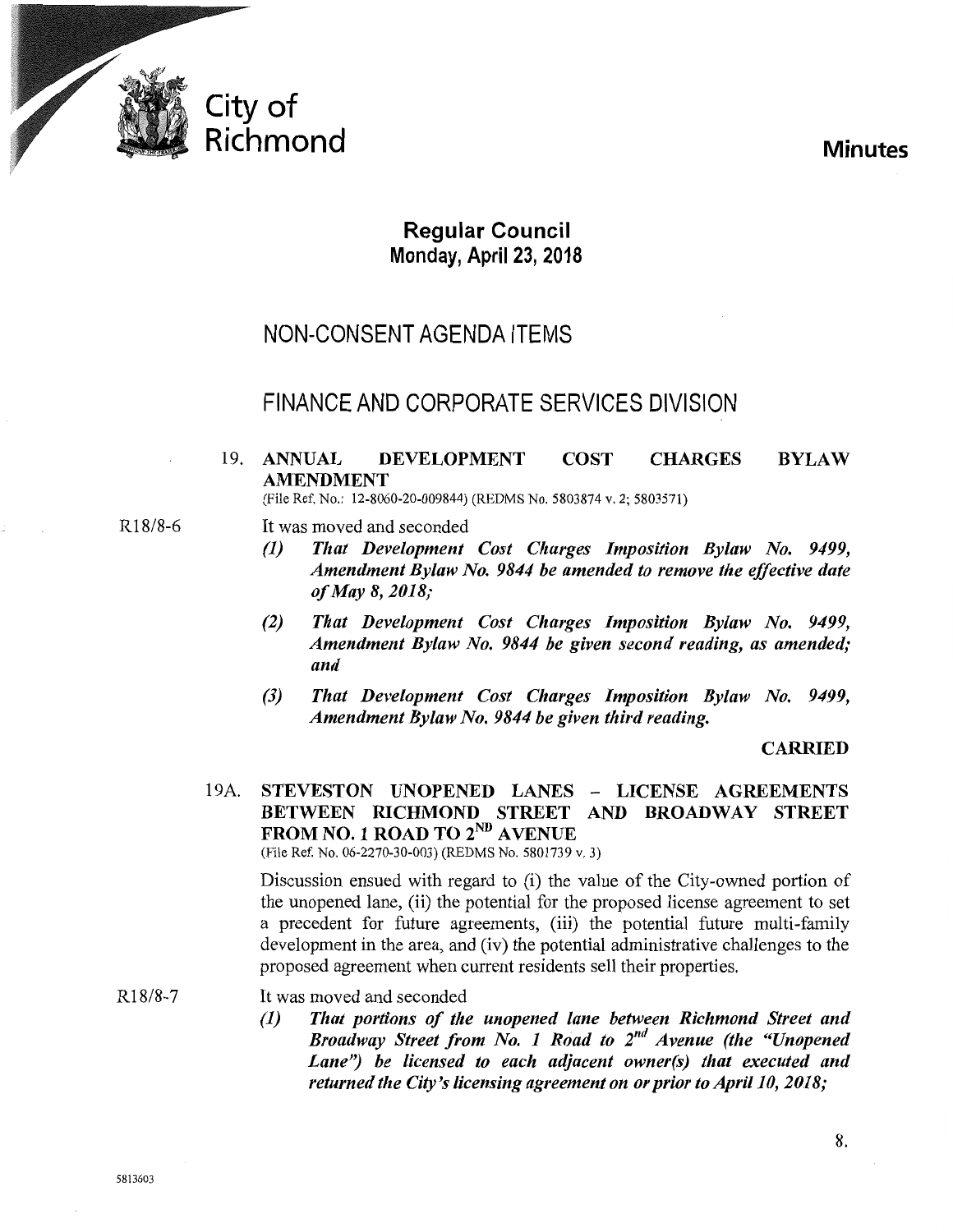# City of Richmond

**Minutes**

## Regular Council
**Monday, April 23, 2018**

## NON-CONSENT AGENDA ITEMS

## FINANCE AND CORPORATE SERVICES DIVISION

19. **ANNUAL DEVELOPMENT COST CHARGES BYLAW AMENDMENT**
(File Ref. No.: 12-8060-20-009844) (REDMS No. 5803874 v. 2; 5803571)

R18/8-6

It was moved and seconded

*(1) That Development Cost Charges Imposition Bylaw No. 9499, Amendment Bylaw No. 9844 be amended to remove the effective date of May 8, 2018;*

*(2) That Development Cost Charges Imposition Bylaw No. 9499, Amendment Bylaw No. 9844 be given second reading, as amended; and*

*(3) That Development Cost Charges Imposition Bylaw No. 9499, Amendment Bylaw No. 9844 be given third reading.*

**CARRIED**

19A. **STEVESTON UNOPENED LANES – LICENSE AGREEMENTS BETWEEN RICHMOND STREET AND BROADWAY STREET FROM NO. 1 ROAD TO 2ND AVENUE**
(File Ref. No. 06-2270-30-003) (REDMS No. 5801739 v. 3)

Discussion ensued with regard to (i) the value of the City-owned portion of the unopened lane, (ii) the potential for the proposed license agreement to set a precedent for future agreements, (iii) the potential future multi-family development in the area, and (iv) the potential administrative challenges to the proposed agreement when current residents sell their properties.

R18/8-7

It was moved and seconded

*(1) That portions of the unopened lane between Richmond Street and Broadway Street from No. 1 Road to 2nd Avenue (the "Unopened Lane") be licensed to each adjacent owner(s) that executed and returned the City's licensing agreement on or prior to April 10, 2018;*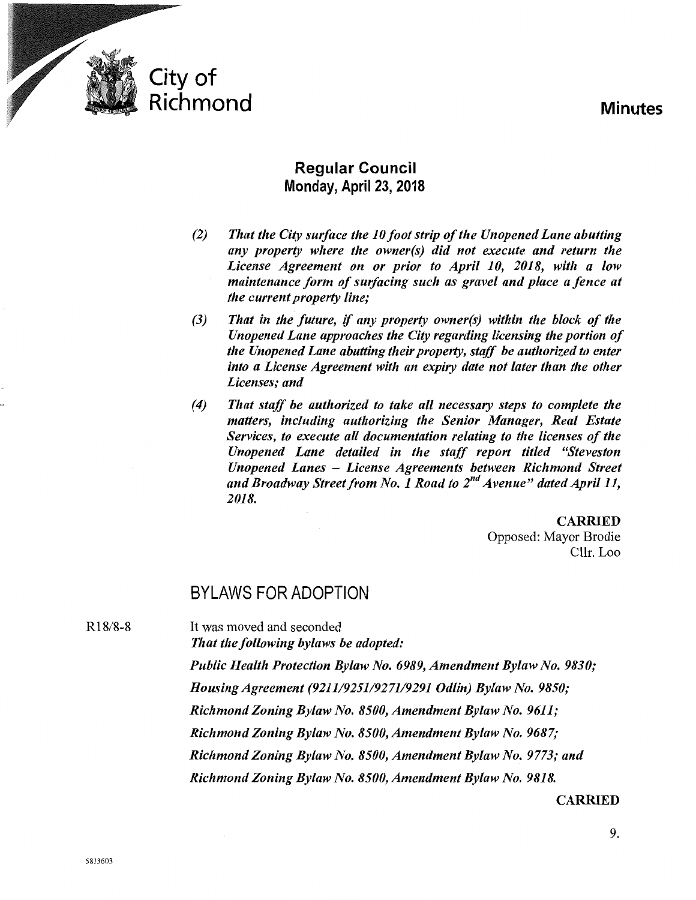# City of Richmond

**Minutes**

## Regular Council
## Monday, April 23, 2018

*(2) That the City surface the 10 foot strip of the Unopened Lane abutting any property where the owner(s) did not execute and return the License Agreement on or prior to April 10, 2018, with a low maintenance form of surfacing such as gravel and place a fence at the current property line;*

*(3) That in the future, if any property owner(s) within the block of the Unopened Lane approaches the City regarding licensing the portion of the Unopened Lane abutting their property, staff be authorized to enter into a License Agreement with an expiry date not later than the other Licenses; and*

*(4) That staff be authorized to take all necessary steps to complete the matters, including authorizing the Senior Manager, Real Estate Services, to execute all documentation relating to the licenses of the Unopened Lane detailed in the staff report titled "Steveston Unopened Lanes – License Agreements between Richmond Street and Broadway Street from No. 1 Road to 2nd Avenue" dated April 11, 2018.*

**CARRIED**
Opposed: Mayor Brodie
Cllr. Loo

## BYLAWS FOR ADOPTION

R18/8-8

It was moved and seconded
***That the following bylaws be adopted:***

***Public Health Protection Bylaw No. 6989, Amendment Bylaw No. 9830;***

***Housing Agreement (9211/9251/9271/9291 Odlin) Bylaw No. 9850;***

***Richmond Zoning Bylaw No. 8500, Amendment Bylaw No. 9611;***

***Richmond Zoning Bylaw No. 8500, Amendment Bylaw No. 9687;***

***Richmond Zoning Bylaw No. 8500, Amendment Bylaw No. 9773; and***

***Richmond Zoning Bylaw No. 8500, Amendment Bylaw No. 9818.***

**CARRIED**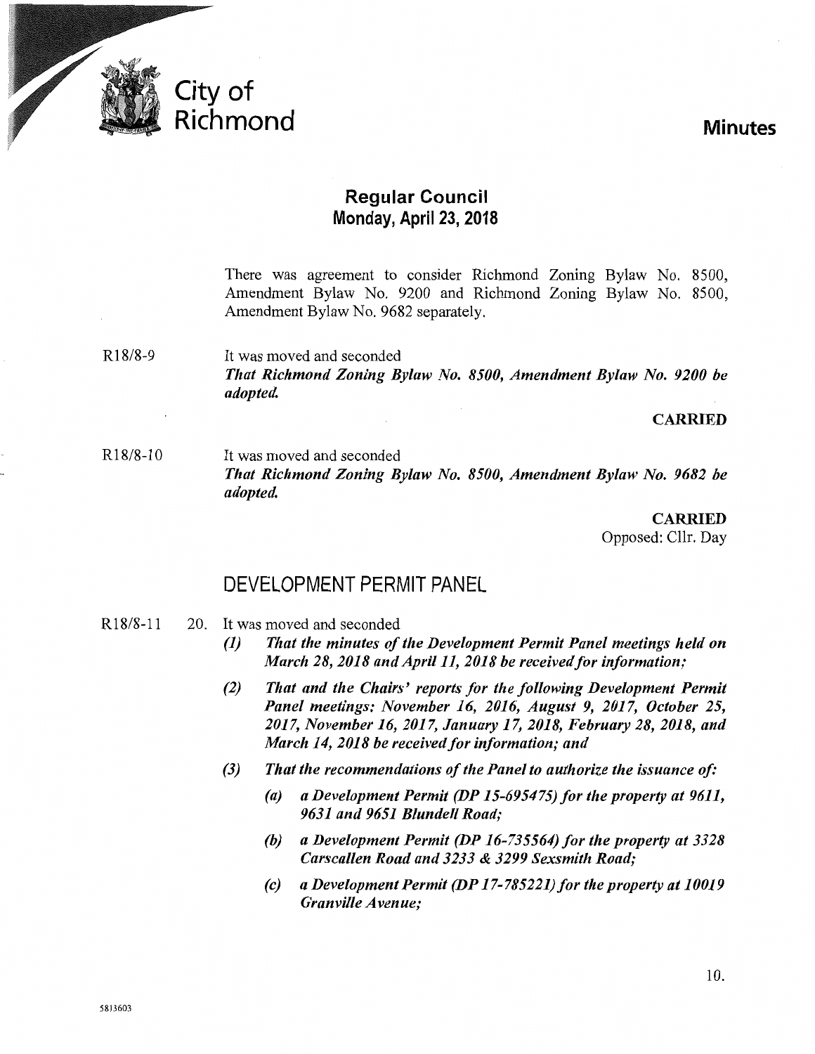There was agreement to consider Richmond Zoning Bylaw No. 8500, Amendment Bylaw No. 9200 and Richmond Zoning Bylaw No. 8500, Amendment Bylaw No. 9682 separately.

R18/8-9

It was moved and seconded
***That Richmond Zoning Bylaw No. 8500, Amendment Bylaw No. 9200 be adopted.***

**CARRIED**

R18/8-10

It was moved and seconded
***That Richmond Zoning Bylaw No. 8500, Amendment Bylaw No. 9682 be adopted.***

**CARRIED**
Opposed: Cllr. Day

## DEVELOPMENT PERMIT PANEL

R18/8-11

20. It was moved and seconded
    - ***(1) That the minutes of the Development Permit Panel meetings held on March 28, 2018 and April 11, 2018 be received for information;***
    - ***(2) That and the Chairs' reports for the following Development Permit Panel meetings: November 16, 2016, August 9, 2017, October 25, 2017, November 16, 2017, January 17, 2018, February 28, 2018, and March 14, 2018 be received for information; and***
    - ***(3) That the recommendations of the Panel to authorize the issuance of:***
        - ***(a) a Development Permit (DP 15-695475) for the property at 9611, 9631 and 9651 Blundell Road;***
        - ***(b) a Development Permit (DP 16-735564) for the property at 3328 Carscallen Road and 3233 & 3299 Sexsmith Road;***
        - ***(c) a Development Permit (DP 17-785221) for the property at 10019 Granville Avenue;***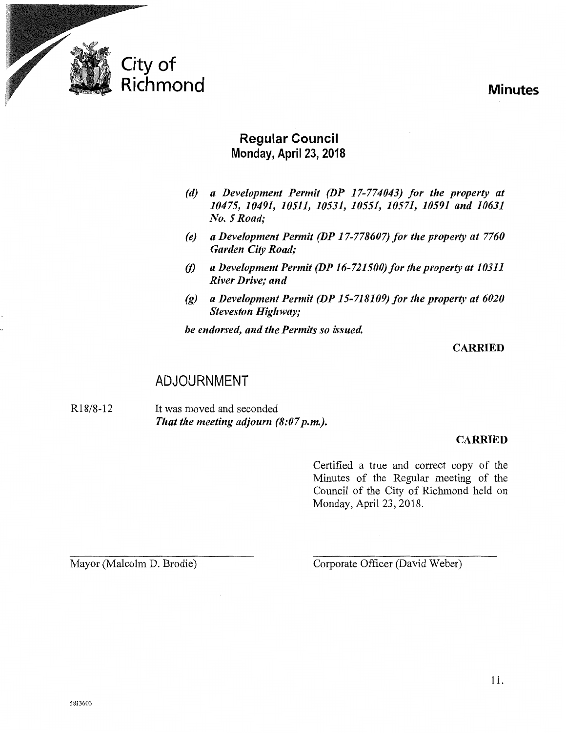*(d) a Development Permit (DP 17-774043) for the property at 10475, 10491, 10511, 10531, 10551, 10571, 10591 and 10631 No. 5 Road;*

*(e) a Development Permit (DP 17-778607) for the property at 7760 Garden City Road;*

*(f) a Development Permit (DP 16-721500) for the property at 10311 River Drive; and*

*(g) a Development Permit (DP 15-718109) for the property at 6020 Steveston Highway;*

*be endorsed, and the Permits so issued.*

**CARRIED**

## ADJOURNMENT

R18/8-12 It was moved and seconded
***That the meeting adjourn (8:07 p.m.).***

**CARRIED**

Certified a true and correct copy of the Minutes of the Regular meeting of the Council of the City of Richmond held on Monday, April 23, 2018.

Mayor (Malcolm D. Brodie)

Corporate Officer (David Weber)